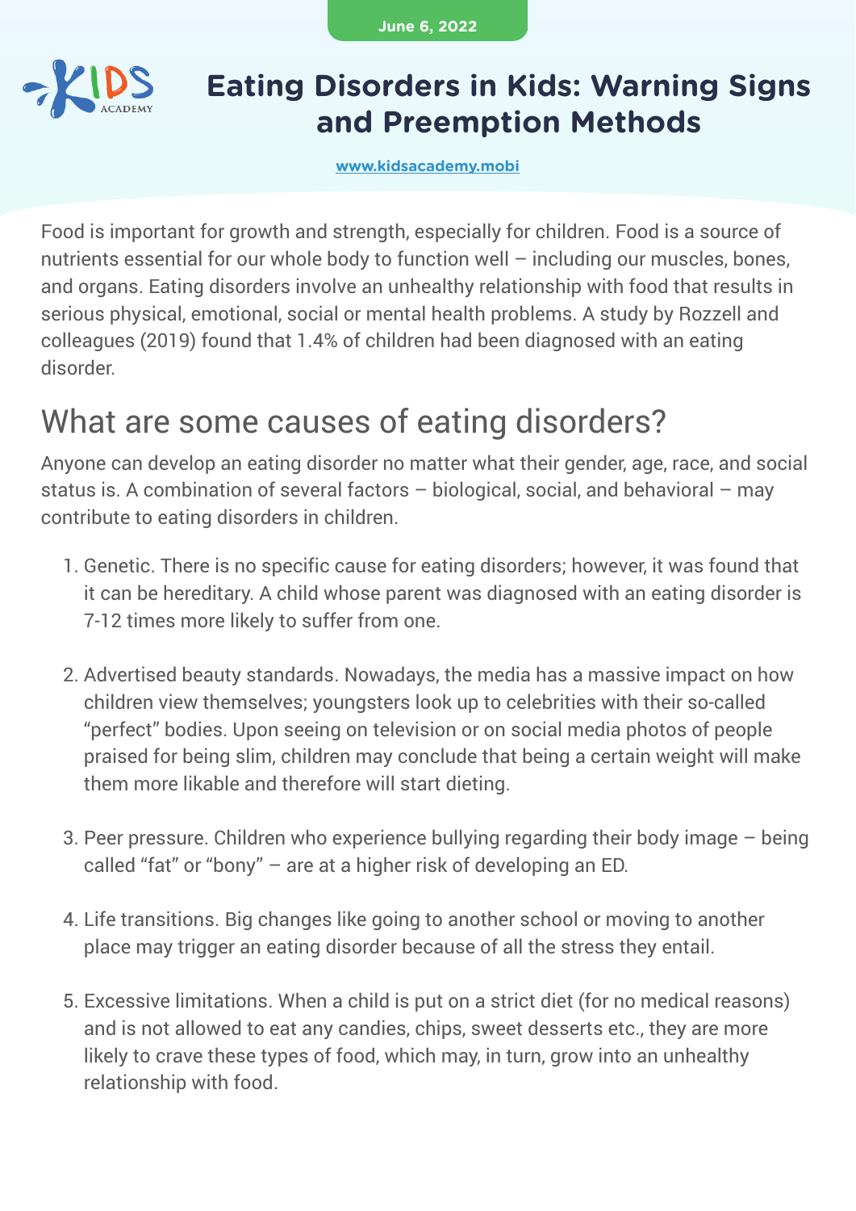June 6, 2022

# Eating Disorders in Kids: Warning Signs and Preemption Methods

www.kidsacademy.mobi

Food is important for growth and strength, especially for children. Food is a source of nutrients essential for our whole body to function well – including our muscles, bones, and organs. Eating disorders involve an unhealthy relationship with food that results in serious physical, emotional, social or mental health problems. A study by Rozzell and colleagues (2019) found that 1.4% of children had been diagnosed with an eating disorder.

## What are some causes of eating disorders?

Anyone can develop an eating disorder no matter what their gender, age, race, and social status is. A combination of several factors – biological, social, and behavioral – may contribute to eating disorders in children.

1. Genetic. There is no specific cause for eating disorders; however, it was found that it can be hereditary. A child whose parent was diagnosed with an eating disorder is 7-12 times more likely to suffer from one.

2. Advertised beauty standards. Nowadays, the media has a massive impact on how children view themselves; youngsters look up to celebrities with their so-called "perfect" bodies. Upon seeing on television or on social media photos of people praised for being slim, children may conclude that being a certain weight will make them more likable and therefore will start dieting.

3. Peer pressure. Children who experience bullying regarding their body image – being called "fat" or "bony" – are at a higher risk of developing an ED.

4. Life transitions. Big changes like going to another school or moving to another place may trigger an eating disorder because of all the stress they entail.

5. Excessive limitations. When a child is put on a strict diet (for no medical reasons) and is not allowed to eat any candies, chips, sweet desserts etc., they are more likely to crave these types of food, which may, in turn, grow into an unhealthy relationship with food.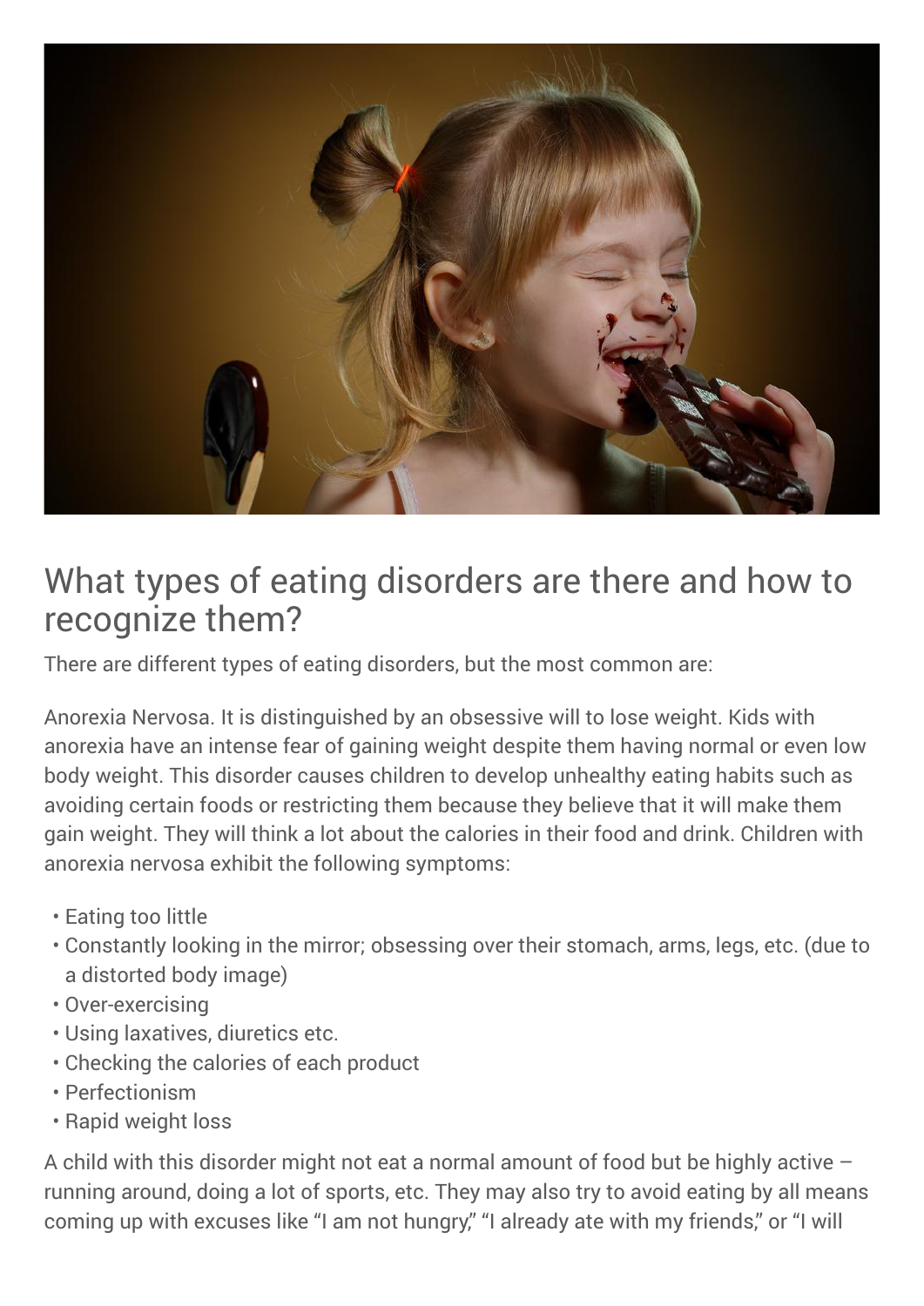## What types of eating disorders are there and how to recognize them?

There are different types of eating disorders, but the most common are:

Anorexia Nervosa. It is distinguished by an obsessive will to lose weight. Kids with anorexia have an intense fear of gaining weight despite them having normal or even low body weight. This disorder causes children to develop unhealthy eating habits such as avoiding certain foods or restricting them because they believe that it will make them gain weight. They will think a lot about the calories in their food and drink. Children with anorexia nervosa exhibit the following symptoms:

- Eating too little
- Constantly looking in the mirror; obsessing over their stomach, arms, legs, etc. (due to a distorted body image)
- Over-exercising
- Using laxatives, diuretics etc.
- Checking the calories of each product
- Perfectionism
- Rapid weight loss

A child with this disorder might not eat a normal amount of food but be highly active – running around, doing a lot of sports, etc. They may also try to avoid eating by all means coming up with excuses like "I am not hungry," "I already ate with my friends," or "I will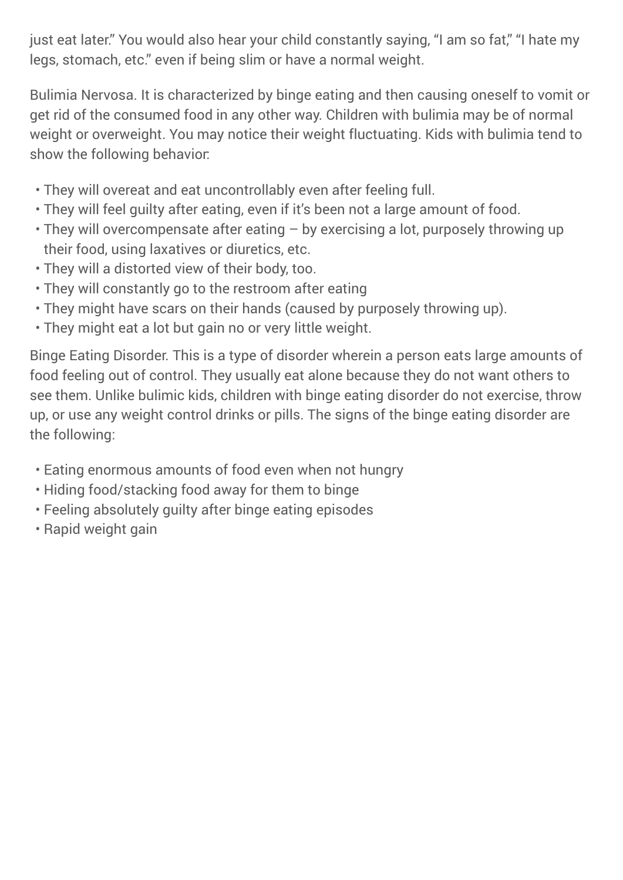just eat later." You would also hear your child constantly saying, "I am so fat," "I hate my legs, stomach, etc." even if being slim or have a normal weight.

Bulimia Nervosa. It is characterized by binge eating and then causing oneself to vomit or get rid of the consumed food in any other way. Children with bulimia may be of normal weight or overweight. You may notice their weight fluctuating. Kids with bulimia tend to show the following behavior:

- They will overeat and eat uncontrollably even after feeling full.
- They will feel guilty after eating, even if it's been not a large amount of food.
- They will overcompensate after eating – by exercising a lot, purposely throwing up their food, using laxatives or diuretics, etc.
- They will a distorted view of their body, too.
- They will constantly go to the restroom after eating
- They might have scars on their hands (caused by purposely throwing up).
- They might eat a lot but gain no or very little weight.

Binge Eating Disorder. This is a type of disorder wherein a person eats large amounts of food feeling out of control. They usually eat alone because they do not want others to see them. Unlike bulimic kids, children with binge eating disorder do not exercise, throw up, or use any weight control drinks or pills. The signs of the binge eating disorder are the following:

- Eating enormous amounts of food even when not hungry
- Hiding food/stacking food away for them to binge
- Feeling absolutely guilty after binge eating episodes
- Rapid weight gain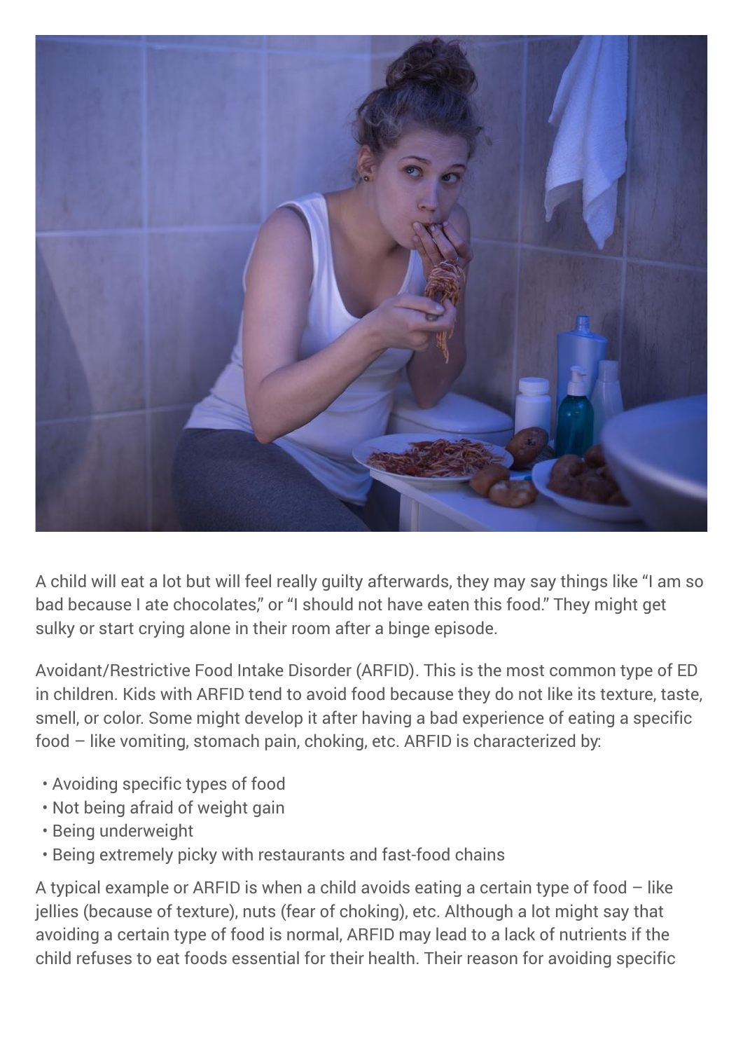A child will eat a lot but will feel really guilty afterwards, they may say things like "I am so bad because I ate chocolates," or "I should not have eaten this food." They might get sulky or start crying alone in their room after a binge episode.

Avoidant/Restrictive Food Intake Disorder (ARFID). This is the most common type of ED in children. Kids with ARFID tend to avoid food because they do not like its texture, taste, smell, or color. Some might develop it after having a bad experience of eating a specific food – like vomiting, stomach pain, choking, etc. ARFID is characterized by:

- Avoiding specific types of food
- Not being afraid of weight gain
- Being underweight
- Being extremely picky with restaurants and fast-food chains

A typical example or ARFID is when a child avoids eating a certain type of food – like jellies (because of texture), nuts (fear of choking), etc. Although a lot might say that avoiding a certain type of food is normal, ARFID may lead to a lack of nutrients if the child refuses to eat foods essential for their health. Their reason for avoiding specific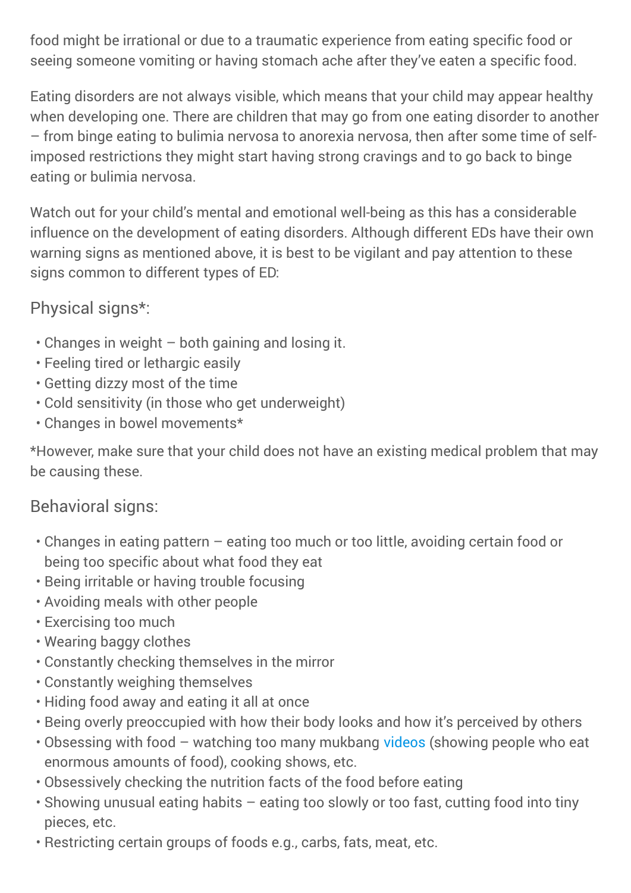food might be irrational or due to a traumatic experience from eating specific food or seeing someone vomiting or having stomach ache after they've eaten a specific food.

Eating disorders are not always visible, which means that your child may appear healthy when developing one. There are children that may go from one eating disorder to another – from binge eating to bulimia nervosa to anorexia nervosa, then after some time of self-imposed restrictions they might start having strong cravings and to go back to binge eating or bulimia nervosa.

Watch out for your child's mental and emotional well-being as this has a considerable influence on the development of eating disorders. Although different EDs have their own warning signs as mentioned above, it is best to be vigilant and pay attention to these signs common to different types of ED:

### Physical signs*:

- Changes in weight – both gaining and losing it.
- Feeling tired or lethargic easily
- Getting dizzy most of the time
- Cold sensitivity (in those who get underweight)
- Changes in bowel movements*

*However, make sure that your child does not have an existing medical problem that may be causing these.

### Behavioral signs:

- Changes in eating pattern – eating too much or too little, avoiding certain food or being too specific about what food they eat
- Being irritable or having trouble focusing
- Avoiding meals with other people
- Exercising too much
- Wearing baggy clothes
- Constantly checking themselves in the mirror
- Constantly weighing themselves
- Hiding food away and eating it all at once
- Being overly preoccupied with how their body looks and how it's perceived by others
- Obsessing with food – watching too many mukbang videos (showing people who eat enormous amounts of food), cooking shows, etc.
- Obsessively checking the nutrition facts of the food before eating
- Showing unusual eating habits – eating too slowly or too fast, cutting food into tiny pieces, etc.
- Restricting certain groups of foods e.g., carbs, fats, meat, etc.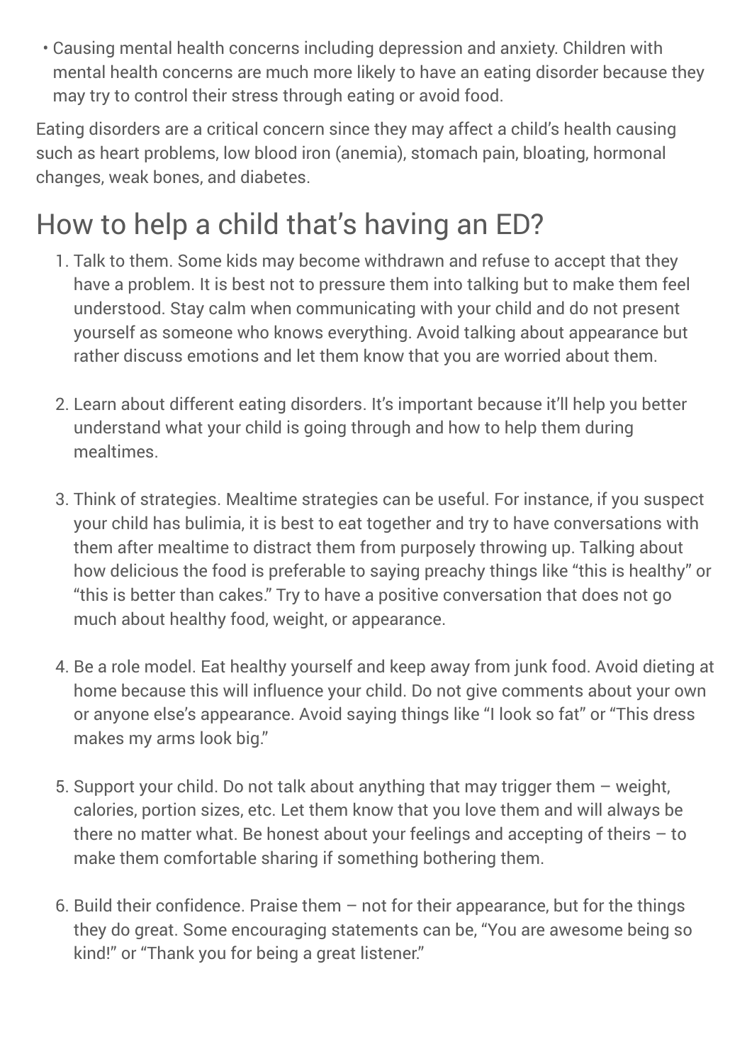- Causing mental health concerns including depression and anxiety. Children with mental health concerns are much more likely to have an eating disorder because they may try to control their stress through eating or avoid food.

Eating disorders are a critical concern since they may affect a child's health causing such as heart problems, low blood iron (anemia), stomach pain, bloating, hormonal changes, weak bones, and diabetes.

## How to help a child that's having an ED?

1. Talk to them. Some kids may become withdrawn and refuse to accept that they have a problem. It is best not to pressure them into talking but to make them feel understood. Stay calm when communicating with your child and do not present yourself as someone who knows everything. Avoid talking about appearance but rather discuss emotions and let them know that you are worried about them.

2. Learn about different eating disorders. It's important because it'll help you better understand what your child is going through and how to help them during mealtimes.

3. Think of strategies. Mealtime strategies can be useful. For instance, if you suspect your child has bulimia, it is best to eat together and try to have conversations with them after mealtime to distract them from purposely throwing up. Talking about how delicious the food is preferable to saying preachy things like "this is healthy" or "this is better than cakes." Try to have a positive conversation that does not go much about healthy food, weight, or appearance.

4. Be a role model. Eat healthy yourself and keep away from junk food. Avoid dieting at home because this will influence your child. Do not give comments about your own or anyone else's appearance. Avoid saying things like "I look so fat" or "This dress makes my arms look big."

5. Support your child. Do not talk about anything that may trigger them – weight, calories, portion sizes, etc. Let them know that you love them and will always be there no matter what. Be honest about your feelings and accepting of theirs – to make them comfortable sharing if something bothering them.

6. Build their confidence. Praise them – not for their appearance, but for the things they do great. Some encouraging statements can be, "You are awesome being so kind!" or "Thank you for being a great listener."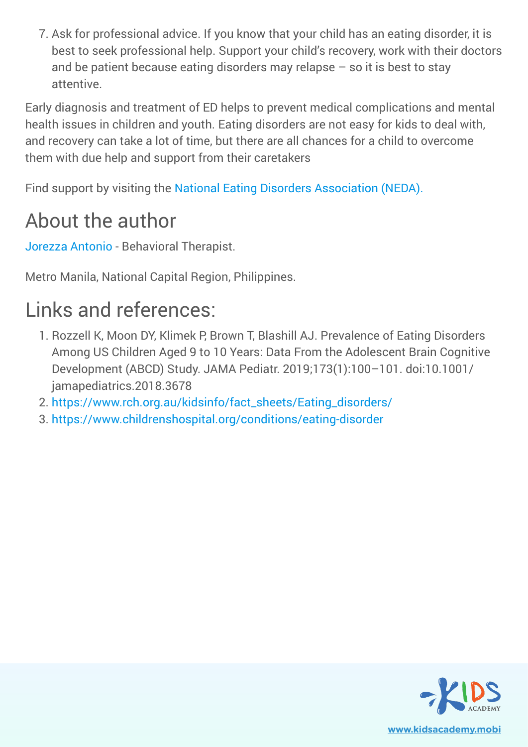7. Ask for professional advice. If you know that your child has an eating disorder, it is best to seek professional help. Support your child's recovery, work with their doctors and be patient because eating disorders may relapse – so it is best to stay attentive.

Early diagnosis and treatment of ED helps to prevent medical complications and mental health issues in children and youth. Eating disorders are not easy for kids to deal with, and recovery can take a lot of time, but there are all chances for a child to overcome them with due help and support from their caretakers

Find support by visiting the National Eating Disorders Association (NEDA).

## About the author

Jorezza Antonio - Behavioral Therapist.

Metro Manila, National Capital Region, Philippines.

## Links and references:

1. Rozzell K, Moon DY, Klimek P, Brown T, Blashill AJ. Prevalence of Eating Disorders Among US Children Aged 9 to 10 Years: Data From the Adolescent Brain Cognitive Development (ABCD) Study. JAMA Pediatr. 2019;173(1):100–101. doi:10.1001/jamapediatrics.2018.3678
2. https://www.rch.org.au/kidsinfo/fact_sheets/Eating_disorders/
3. https://www.childrenshospital.org/conditions/eating-disorder